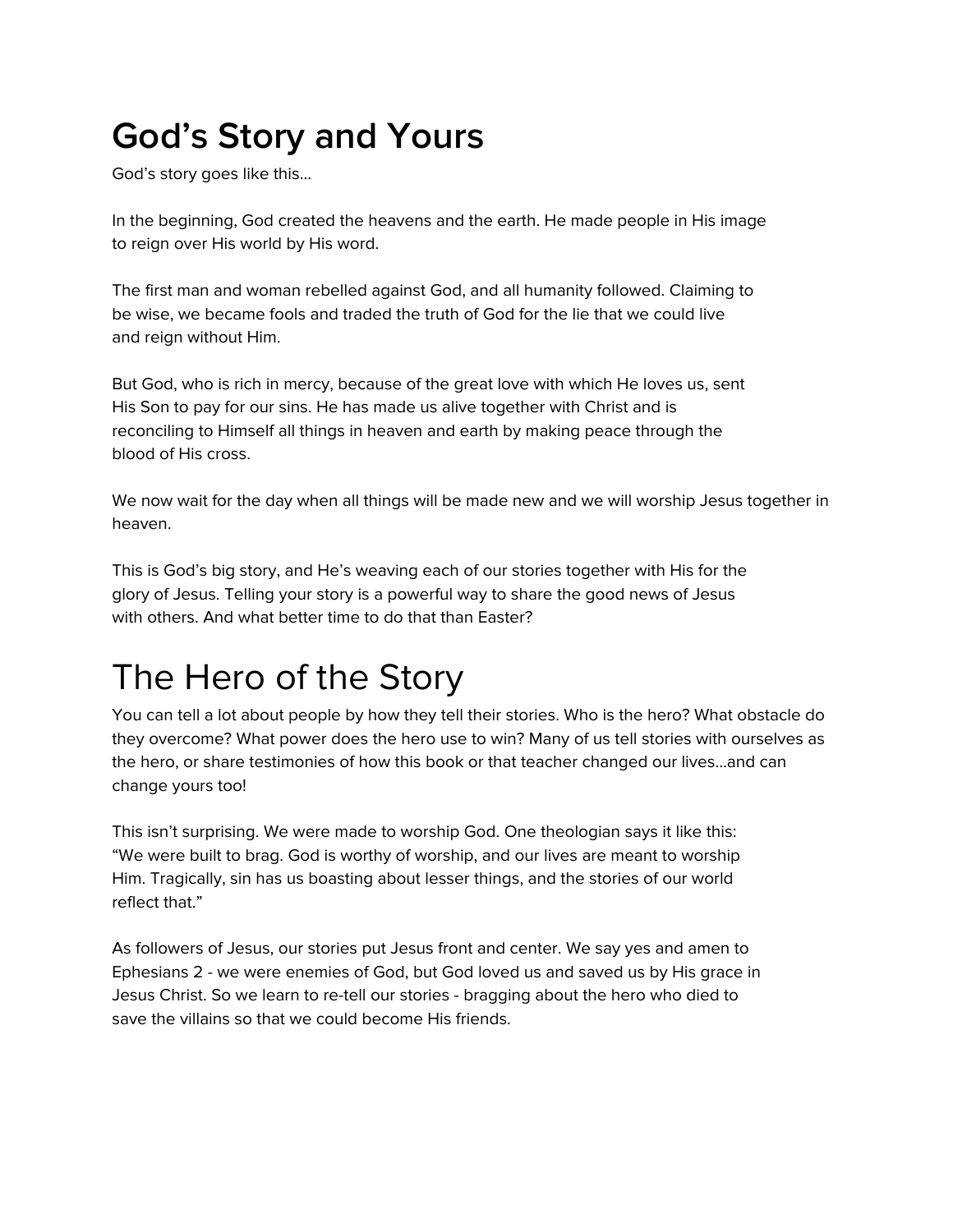# God’s Story and Yours

God’s story goes like this...

In the beginning, God created the heavens and the earth. He made people in His image to reign over His world by His word.

The first man and woman rebelled against God, and all humanity followed. Claiming to be wise, we became fools and traded the truth of God for the lie that we could live and reign without Him.

But God, who is rich in mercy, because of the great love with which He loves us, sent His Son to pay for our sins. He has made us alive together with Christ and is reconciling to Himself all things in heaven and earth by making peace through the blood of His cross.

We now wait for the day when all things will be made new and we will worship Jesus together in heaven.

This is God’s big story, and He’s weaving each of our stories together with His for the glory of Jesus. Telling your story is a powerful way to share the good news of Jesus with others. And what better time to do that than Easter?

# The Hero of the Story

You can tell a lot about people by how they tell their stories. Who is the hero? What obstacle do they overcome? What power does the hero use to win? Many of us tell stories with ourselves as the hero, or share testimonies of how this book or that teacher changed our lives...and can change yours too!

This isn’t surprising. We were made to worship God. One theologian says it like this: “We were built to brag. God is worthy of worship, and our lives are meant to worship Him. Tragically, sin has us boasting about lesser things, and the stories of our world reflect that.”

As followers of Jesus, our stories put Jesus front and center. We say yes and amen to Ephesians 2 - we were enemies of God, but God loved us and saved us by His grace in Jesus Christ. So we learn to re-tell our stories - bragging about the hero who died to save the villains so that we could become His friends.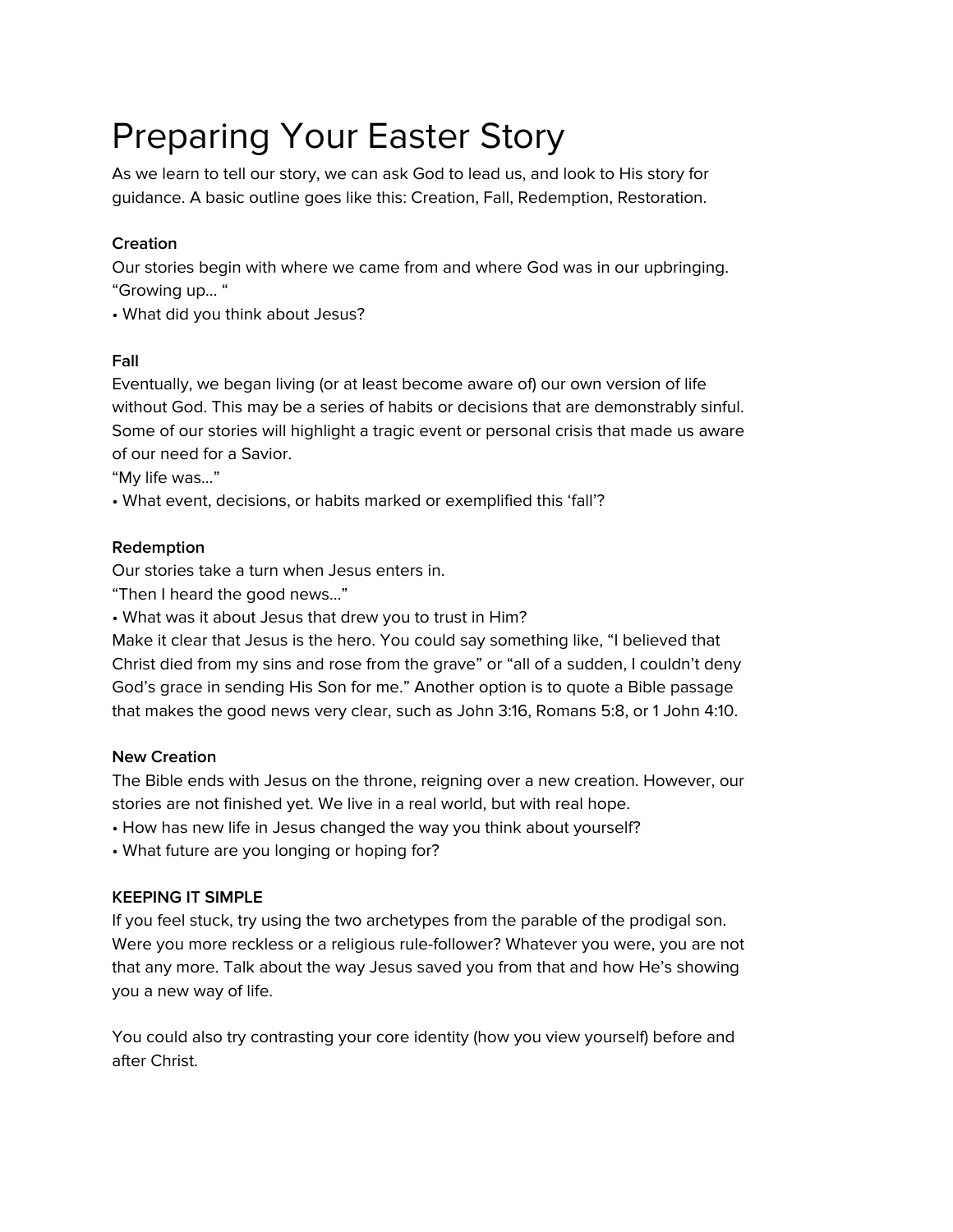# Preparing Your Easter Story

As we learn to tell our story, we can ask God to lead us, and look to His story for guidance. A basic outline goes like this: Creation, Fall, Redemption, Restoration.

**Creation**
Our stories begin with where we came from and where God was in our upbringing.
"Growing up… "
• What did you think about Jesus?

**Fall**
Eventually, we began living (or at least become aware of) our own version of life without God. This may be a series of habits or decisions that are demonstrably sinful. Some of our stories will highlight a tragic event or personal crisis that made us aware of our need for a Savior.
"My life was…"
• What event, decisions, or habits marked or exemplified this 'fall'?

**Redemption**
Our stories take a turn when Jesus enters in.
"Then I heard the good news…"
• What was it about Jesus that drew you to trust in Him?
Make it clear that Jesus is the hero. You could say something like, "I believed that Christ died from my sins and rose from the grave" or "all of a sudden, I couldn't deny God's grace in sending His Son for me." Another option is to quote a Bible passage that makes the good news very clear, such as John 3:16, Romans 5:8, or 1 John 4:10.

**New Creation**
The Bible ends with Jesus on the throne, reigning over a new creation. However, our stories are not finished yet. We live in a real world, but with real hope.
• How has new life in Jesus changed the way you think about yourself?
• What future are you longing or hoping for?

**KEEPING IT SIMPLE**
If you feel stuck, try using the two archetypes from the parable of the prodigal son. Were you more reckless or a religious rule-follower? Whatever you were, you are not that any more. Talk about the way Jesus saved you from that and how He's showing you a new way of life.

You could also try contrasting your core identity (how you view yourself) before and after Christ.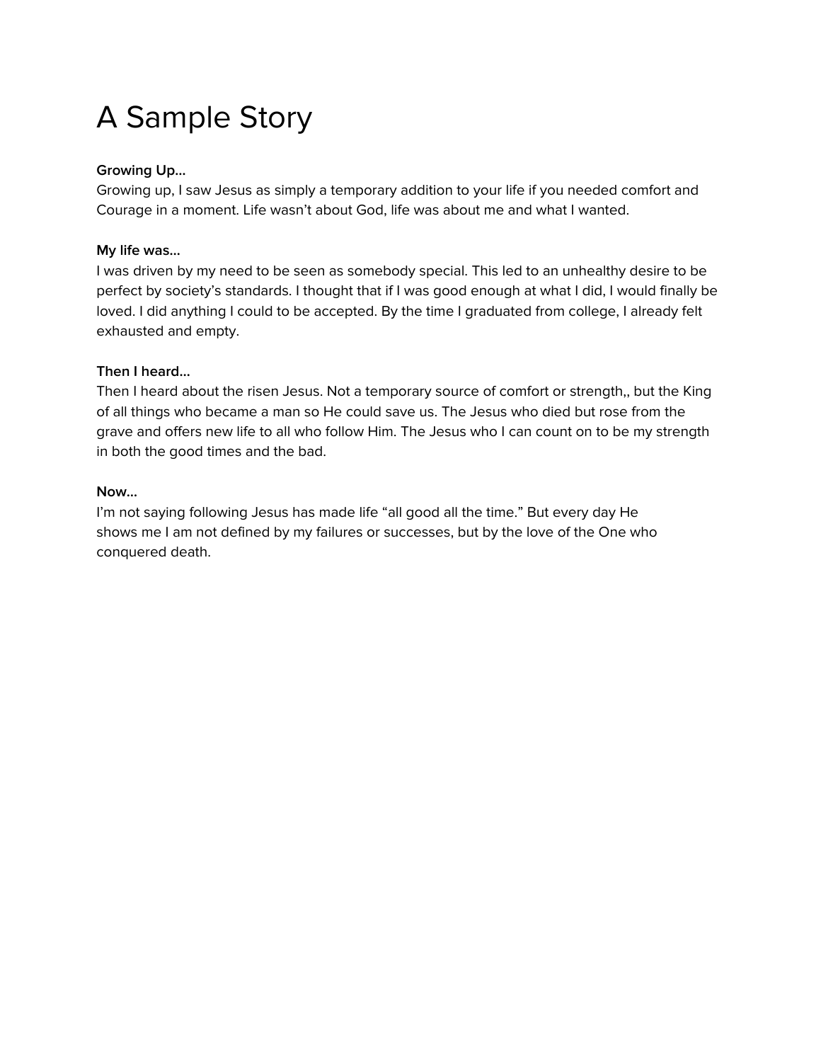# A Sample Story

**Growing Up…**
Growing up, I saw Jesus as simply a temporary addition to your life if you needed comfort and Courage in a moment. Life wasn't about God, life was about me and what I wanted.

**My life was…**
I was driven by my need to be seen as somebody special. This led to an unhealthy desire to be perfect by society's standards. I thought that if I was good enough at what I did, I would finally be loved. I did anything I could to be accepted. By the time I graduated from college, I already felt exhausted and empty.

**Then I heard…**
Then I heard about the risen Jesus. Not a temporary source of comfort or strength,, but the King of all things who became a man so He could save us. The Jesus who died but rose from the grave and offers new life to all who follow Him. The Jesus who I can count on to be my strength in both the good times and the bad.

**Now…**
I'm not saying following Jesus has made life "all good all the time." But every day He shows me I am not defined by my failures or successes, but by the love of the One who conquered death.